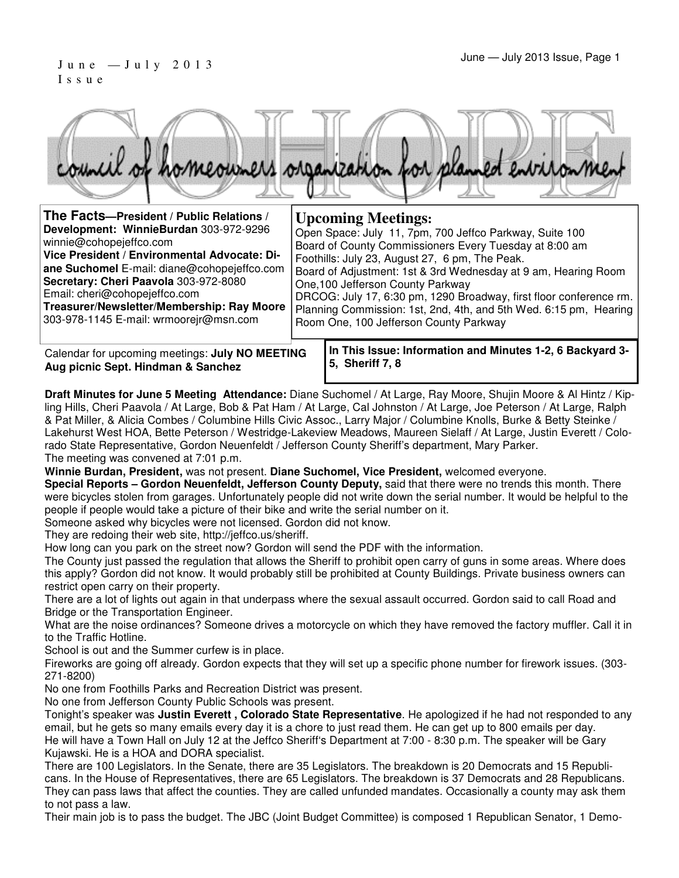June — July 2013 Issue

# COHOPE

council of homeowners organization for planned environment

**The Facts—President / Public Relations / Development: WinnieBurdan** 303-972-9296 winnie@cohopejeffco.com
**Vice President / Environmental Advocate: Diane Suchomel** E-mail: diane@cohopejeffco.com
**Secretary: Cheri Paavola** 303-972-8080 Email: cheri@cohopejeffco.com
**Treasurer/Newsletter/Membership: Ray Moore** 303-978-1145 E-mail: wrmoorejr@msn.com

## Upcoming Meetings:

Open Space: July 11, 7pm, 700 Jeffco Parkway, Suite 100
Board of County Commissioners Every Tuesday at 8:00 am
Foothills: July 23, August 27, 6 pm, The Peak.
Board of Adjustment: 1st & 3rd Wednesday at 9 am, Hearing Room One,100 Jefferson County Parkway
DRCOG: July 17, 6:30 pm, 1290 Broadway, first floor conference rm.
Planning Commission: 1st, 2nd, 4th, and 5th Wed. 6:15 pm, Hearing Room One, 100 Jefferson County Parkway

Calendar for upcoming meetings: **July NO MEETING Aug picnic Sept. Hindman & Sanchez**

**In This Issue: Information and Minutes 1-2, 6 Backyard 3-5, Sheriff 7, 8**

**Draft Minutes for June 5 Meeting Attendance:** Diane Suchomel / At Large, Ray Moore, Shujin Moore & Al Hintz / Kipling Hills, Cheri Paavola / At Large, Bob & Pat Ham / At Large, Cal Johnston / At Large, Joe Peterson / At Large, Ralph & Pat Miller, & Alicia Combes / Columbine Hills Civic Assoc., Larry Major / Columbine Knolls, Burke & Betty Steinke / Lakehurst West HOA, Bette Peterson / Westridge-Lakeview Meadows, Maureen Sielaff / At Large, Justin Everett / Colorado State Representative, Gordon Neuenfeldt / Jefferson County Sheriff's department, Mary Parker.

The meeting was convened at 7:01 p.m.

**Winnie Burdan, President,** was not present. **Diane Suchomel, Vice President,** welcomed everyone.

**Special Reports – Gordon Neuenfeldt, Jefferson County Deputy,** said that there were no trends this month. There were bicycles stolen from garages. Unfortunately people did not write down the serial number. It would be helpful to the people if people would take a picture of their bike and write the serial number on it.

Someone asked why bicycles were not licensed. Gordon did not know.

They are redoing their web site, http://jeffco.us/sheriff.

How long can you park on the street now? Gordon will send the PDF with the information.

The County just passed the regulation that allows the Sheriff to prohibit open carry of guns in some areas. Where does this apply? Gordon did not know. It would probably still be prohibited at County Buildings. Private business owners can restrict open carry on their property.

There are a lot of lights out again in that underpass where the sexual assault occurred. Gordon said to call Road and Bridge or the Transportation Engineer.

What are the noise ordinances? Someone drives a motorcycle on which they have removed the factory muffler. Call it in to the Traffic Hotline.

School is out and the Summer curfew is in place.

Fireworks are going off already. Gordon expects that they will set up a specific phone number for firework issues. (303-271-8200)

No one from Foothills Parks and Recreation District was present.

No one from Jefferson County Public Schools was present.

Tonight's speaker was **Justin Everett , Colorado State Representative**. He apologized if he had not responded to any email, but he gets so many emails every day it is a chore to just read them. He can get up to 800 emails per day.

He will have a Town Hall on July 12 at the Jeffco Sheriff's Department at 7:00 - 8:30 p.m. The speaker will be Gary Kujawski. He is a HOA and DORA specialist.

There are 100 Legislators. In the Senate, there are 35 Legislators. The breakdown is 20 Democrats and 15 Republicans. In the House of Representatives, there are 65 Legislators. The breakdown is 37 Democrats and 28 Republicans. They can pass laws that affect the counties. They are called unfunded mandates. Occasionally a county may ask them to not pass a law.

Their main job is to pass the budget. The JBC (Joint Budget Committee) is composed 1 Republican Senator, 1 Demo-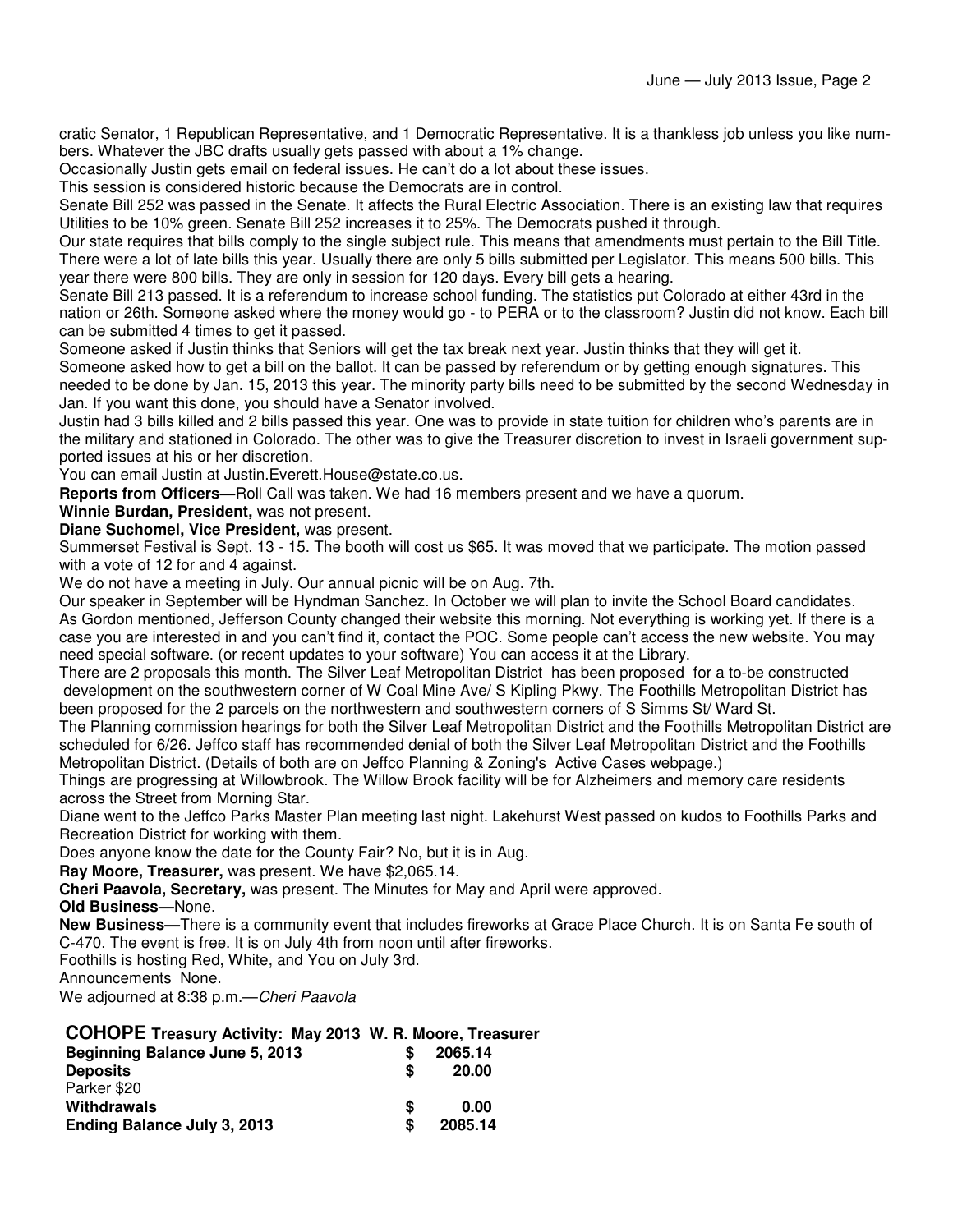cratic Senator, 1 Republican Representative, and 1 Democratic Representative. It is a thankless job unless you like numbers. Whatever the JBC drafts usually gets passed with about a 1% change.

Occasionally Justin gets email on federal issues. He can't do a lot about these issues.

This session is considered historic because the Democrats are in control.

Senate Bill 252 was passed in the Senate. It affects the Rural Electric Association. There is an existing law that requires Utilities to be 10% green. Senate Bill 252 increases it to 25%. The Democrats pushed it through.

Our state requires that bills comply to the single subject rule. This means that amendments must pertain to the Bill Title. There were a lot of late bills this year. Usually there are only 5 bills submitted per Legislator. This means 500 bills. This year there were 800 bills. They are only in session for 120 days. Every bill gets a hearing.

Senate Bill 213 passed. It is a referendum to increase school funding. The statistics put Colorado at either 43rd in the nation or 26th. Someone asked where the money would go - to PERA or to the classroom? Justin did not know. Each bill can be submitted 4 times to get it passed.

Someone asked if Justin thinks that Seniors will get the tax break next year. Justin thinks that they will get it.

Someone asked how to get a bill on the ballot. It can be passed by referendum or by getting enough signatures. This needed to be done by Jan. 15, 2013 this year. The minority party bills need to be submitted by the second Wednesday in Jan. If you want this done, you should have a Senator involved.

Justin had 3 bills killed and 2 bills passed this year. One was to provide in state tuition for children who's parents are in the military and stationed in Colorado. The other was to give the Treasurer discretion to invest in Israeli government supported issues at his or her discretion.

You can email Justin at Justin.Everett.House@state.co.us.

**Reports from Officers—**Roll Call was taken. We had 16 members present and we have a quorum.

**Winnie Burdan, President,** was not present.

**Diane Suchomel, Vice President,** was present.

Summerset Festival is Sept. 13 - 15. The booth will cost us $65. It was moved that we participate. The motion passed with a vote of 12 for and 4 against.

We do not have a meeting in July. Our annual picnic will be on Aug. 7th.

Our speaker in September will be Hyndman Sanchez. In October we will plan to invite the School Board candidates.

As Gordon mentioned, Jefferson County changed their website this morning. Not everything is working yet. If there is a case you are interested in and you can't find it, contact the POC. Some people can't access the new website. You may need special software. (or recent updates to your software) You can access it at the Library.

There are 2 proposals this month. The Silver Leaf Metropolitan District has been proposed for a to-be constructed development on the southwestern corner of W Coal Mine Ave/ S Kipling Pkwy. The Foothills Metropolitan District has been proposed for the 2 parcels on the northwestern and southwestern corners of S Simms St/ Ward St.

The Planning commission hearings for both the Silver Leaf Metropolitan District and the Foothills Metropolitan District are scheduled for 6/26. Jeffco staff has recommended denial of both the Silver Leaf Metropolitan District and the Foothills Metropolitan District. (Details of both are on Jeffco Planning & Zoning's Active Cases webpage.)

Things are progressing at Willowbrook. The Willow Brook facility will be for Alzheimers and memory care residents across the Street from Morning Star.

Diane went to the Jeffco Parks Master Plan meeting last night. Lakehurst West passed on kudos to Foothills Parks and Recreation District for working with them.

Does anyone know the date for the County Fair? No, but it is in Aug.

**Ray Moore, Treasurer,** was present. We have $2,065.14.

**Cheri Paavola, Secretary,** was present. The Minutes for May and April were approved.

**Old Business—**None.

**New Business—**There is a community event that includes fireworks at Grace Place Church. It is on Santa Fe south of C-470. The event is free. It is on July 4th from noon until after fireworks.

Foothills is hosting Red, White, and You on July 3rd.

Announcements None.

We adjourned at 8:38 p.m.—*Cheri Paavola*

### COHOPE Treasury Activity: May 2013 W. R. Moore, Treasurer

| | | |
|---|---|---|
| **Beginning Balance June 5, 2013** | **$** | **2065.14** |
| **Deposits** | **$** | **20.00** |
| Parker $20 | | |
| **Withdrawals** | **$** | **0.00** |
| **Ending Balance July 3, 2013** | **$** | **2085.14** |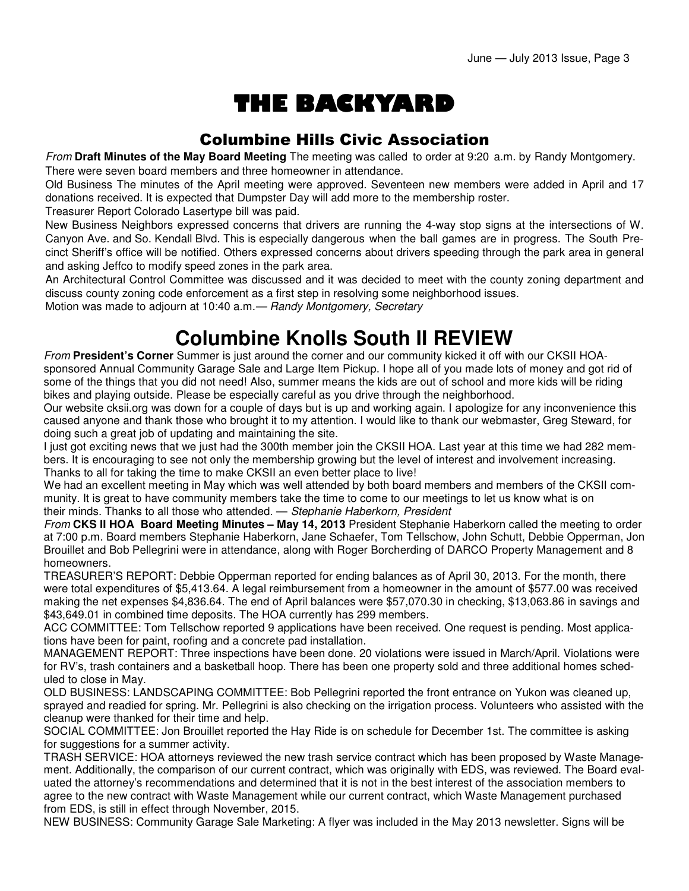# THE BACKYARD

## Columbine Hills Civic Association

*From* **Draft Minutes of the May Board Meeting** The meeting was called to order at 9:20 a.m. by Randy Montgomery. There were seven board members and three homeowner in attendance.

Old Business The minutes of the April meeting were approved. Seventeen new members were added in April and 17 donations received. It is expected that Dumpster Day will add more to the membership roster.

Treasurer Report Colorado Lasertype bill was paid.

New Business Neighbors expressed concerns that drivers are running the 4-way stop signs at the intersections of W. Canyon Ave. and So. Kendall Blvd. This is especially dangerous when the ball games are in progress. The South Precinct Sheriff's office will be notified. Others expressed concerns about drivers speeding through the park area in general and asking Jeffco to modify speed zones in the park area.

An Architectural Control Committee was discussed and it was decided to meet with the county zoning department and discuss county zoning code enforcement as a first step in resolving some neighborhood issues.

Motion was made to adjourn at 10:40 a.m.— *Randy Montgomery, Secretary*

# Columbine Knolls South II REVIEW

*From* **President's Corner** Summer is just around the corner and our community kicked it off with our CKSII HOA-sponsored Annual Community Garage Sale and Large Item Pickup. I hope all of you made lots of money and got rid of some of the things that you did not need! Also, summer means the kids are out of school and more kids will be riding bikes and playing outside. Please be especially careful as you drive through the neighborhood.

Our website cksii.org was down for a couple of days but is up and working again. I apologize for any inconvenience this caused anyone and thank those who brought it to my attention. I would like to thank our webmaster, Greg Steward, for doing such a great job of updating and maintaining the site.

I just got exciting news that we just had the 300th member join the CKSII HOA. Last year at this time we had 282 members. It is encouraging to see not only the membership growing but the level of interest and involvement increasing. Thanks to all for taking the time to make CKSII an even better place to live!

We had an excellent meeting in May which was well attended by both board members and members of the CKSII community. It is great to have community members take the time to come to our meetings to let us know what is on their minds. Thanks to all those who attended. — *Stephanie Haberkorn, President*

*From* **CKS II HOA Board Meeting Minutes – May 14, 2013** President Stephanie Haberkorn called the meeting to order at 7:00 p.m. Board members Stephanie Haberkorn, Jane Schaefer, Tom Tellschow, John Schutt, Debbie Opperman, Jon Brouillet and Bob Pellegrini were in attendance, along with Roger Borcherding of DARCO Property Management and 8 homeowners.

TREASURER'S REPORT: Debbie Opperman reported for ending balances as of April 30, 2013. For the month, there were total expenditures of $5,413.64. A legal reimbursement from a homeowner in the amount of $577.00 was received making the net expenses $4,836.64. The end of April balances were $57,070.30 in checking, $13,063.86 in savings and $43,649.01 in combined time deposits. The HOA currently has 299 members.

ACC COMMITTEE: Tom Tellschow reported 9 applications have been received. One request is pending. Most applications have been for paint, roofing and a concrete pad installation.

MANAGEMENT REPORT: Three inspections have been done. 20 violations were issued in March/April. Violations were for RV's, trash containers and a basketball hoop. There has been one property sold and three additional homes scheduled to close in May.

OLD BUSINESS: LANDSCAPING COMMITTEE: Bob Pellegrini reported the front entrance on Yukon was cleaned up, sprayed and readied for spring. Mr. Pellegrini is also checking on the irrigation process. Volunteers who assisted with the cleanup were thanked for their time and help.

SOCIAL COMMITTEE: Jon Brouillet reported the Hay Ride is on schedule for December 1st. The committee is asking for suggestions for a summer activity.

TRASH SERVICE: HOA attorneys reviewed the new trash service contract which has been proposed by Waste Management. Additionally, the comparison of our current contract, which was originally with EDS, was reviewed. The Board evaluated the attorney's recommendations and determined that it is not in the best interest of the association members to agree to the new contract with Waste Management while our current contract, which Waste Management purchased from EDS, is still in effect through November, 2015.

NEW BUSINESS: Community Garage Sale Marketing: A flyer was included in the May 2013 newsletter. Signs will be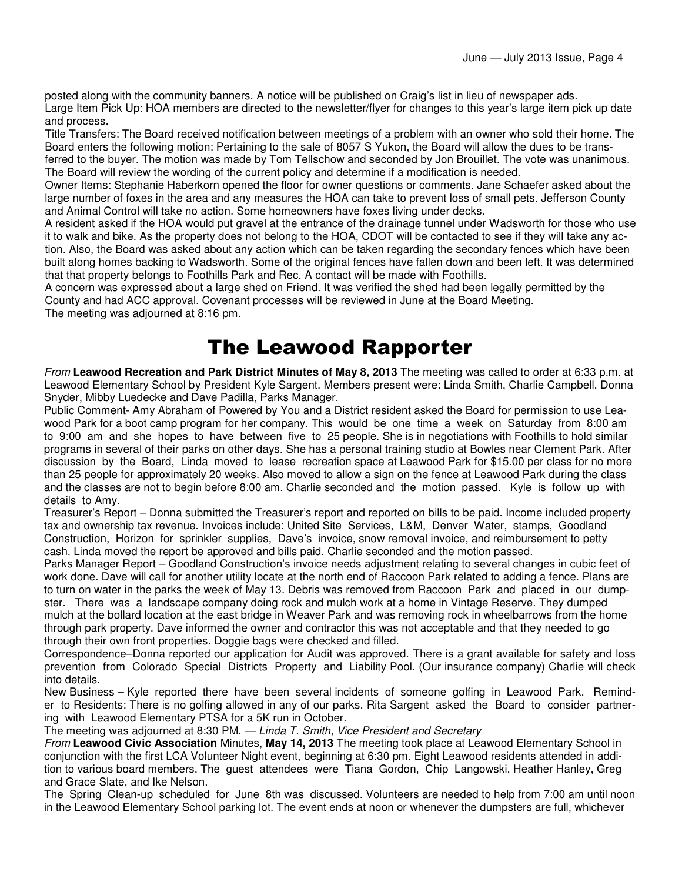posted along with the community banners. A notice will be published on Craig's list in lieu of newspaper ads.
Large Item Pick Up: HOA members are directed to the newsletter/flyer for changes to this year's large item pick up date and process.
Title Transfers: The Board received notification between meetings of a problem with an owner who sold their home. The Board enters the following motion: Pertaining to the sale of 8057 S Yukon, the Board will allow the dues to be transferred to the buyer. The motion was made by Tom Tellschow and seconded by Jon Brouillet. The vote was unanimous. The Board will review the wording of the current policy and determine if a modification is needed.
Owner Items: Stephanie Haberkorn opened the floor for owner questions or comments. Jane Schaefer asked about the large number of foxes in the area and any measures the HOA can take to prevent loss of small pets. Jefferson County and Animal Control will take no action. Some homeowners have foxes living under decks.
A resident asked if the HOA would put gravel at the entrance of the drainage tunnel under Wadsworth for those who use it to walk and bike. As the property does not belong to the HOA, CDOT will be contacted to see if they will take any action. Also, the Board was asked about any action which can be taken regarding the secondary fences which have been built along homes backing to Wadsworth. Some of the original fences have fallen down and been left. It was determined that that property belongs to Foothills Park and Rec. A contact will be made with Foothills.
A concern was expressed about a large shed on Friend. It was verified the shed had been legally permitted by the County and had ACC approval. Covenant processes will be reviewed in June at the Board Meeting.
The meeting was adjourned at 8:16 pm.

# The Leawood Rapporter

*From* **Leawood Recreation and Park District Minutes of May 8, 2013** The meeting was called to order at 6:33 p.m. at Leawood Elementary School by President Kyle Sargent. Members present were: Linda Smith, Charlie Campbell, Donna Snyder, Mibby Luedecke and Dave Padilla, Parks Manager.
Public Comment- Amy Abraham of Powered by You and a District resident asked the Board for permission to use Leawood Park for a boot camp program for her company. This would be one time a week on Saturday from 8:00 am to 9:00 am and she hopes to have between five to 25 people. She is in negotiations with Foothills to hold similar programs in several of their parks on other days. She has a personal training studio at Bowles near Clement Park. After discussion by the Board, Linda moved to lease recreation space at Leawood Park for $15.00 per class for no more than 25 people for approximately 20 weeks. Also moved to allow a sign on the fence at Leawood Park during the class and the classes are not to begin before 8:00 am. Charlie seconded and the motion passed. Kyle is follow up with details to Amy.
Treasurer's Report – Donna submitted the Treasurer's report and reported on bills to be paid. Income included property tax and ownership tax revenue. Invoices include: United Site Services, L&M, Denver Water, stamps, Goodland Construction, Horizon for sprinkler supplies, Dave's invoice, snow removal invoice, and reimbursement to petty cash. Linda moved the report be approved and bills paid. Charlie seconded and the motion passed.
Parks Manager Report – Goodland Construction's invoice needs adjustment relating to several changes in cubic feet of work done. Dave will call for another utility locate at the north end of Raccoon Park related to adding a fence. Plans are to turn on water in the parks the week of May 13. Debris was removed from Raccoon Park and placed in our dumpster. There was a landscape company doing rock and mulch work at a home in Vintage Reserve. They dumped mulch at the bollard location at the east bridge in Weaver Park and was removing rock in wheelbarrows from the home through park property. Dave informed the owner and contractor this was not acceptable and that they needed to go through their own front properties. Doggie bags were checked and filled.
Correspondence–Donna reported our application for Audit was approved. There is a grant available for safety and loss prevention from Colorado Special Districts Property and Liability Pool. (Our insurance company) Charlie will check into details.
New Business – Kyle reported there have been several incidents of someone golfing in Leawood Park. Reminder to Residents: There is no golfing allowed in any of our parks. Rita Sargent asked the Board to consider partnering with Leawood Elementary PTSA for a 5K run in October.
The meeting was adjourned at 8:30 PM. — *Linda T. Smith, Vice President and Secretary*
*From* **Leawood Civic Association** Minutes, **May 14, 2013** The meeting took place at Leawood Elementary School in conjunction with the first LCA Volunteer Night event, beginning at 6:30 pm. Eight Leawood residents attended in addition to various board members. The guest attendees were Tiana Gordon, Chip Langowski, Heather Hanley, Greg and Grace Slate, and Ike Nelson.
The Spring Clean-up scheduled for June 8th was discussed. Volunteers are needed to help from 7:00 am until noon in the Leawood Elementary School parking lot. The event ends at noon or whenever the dumpsters are full, whichever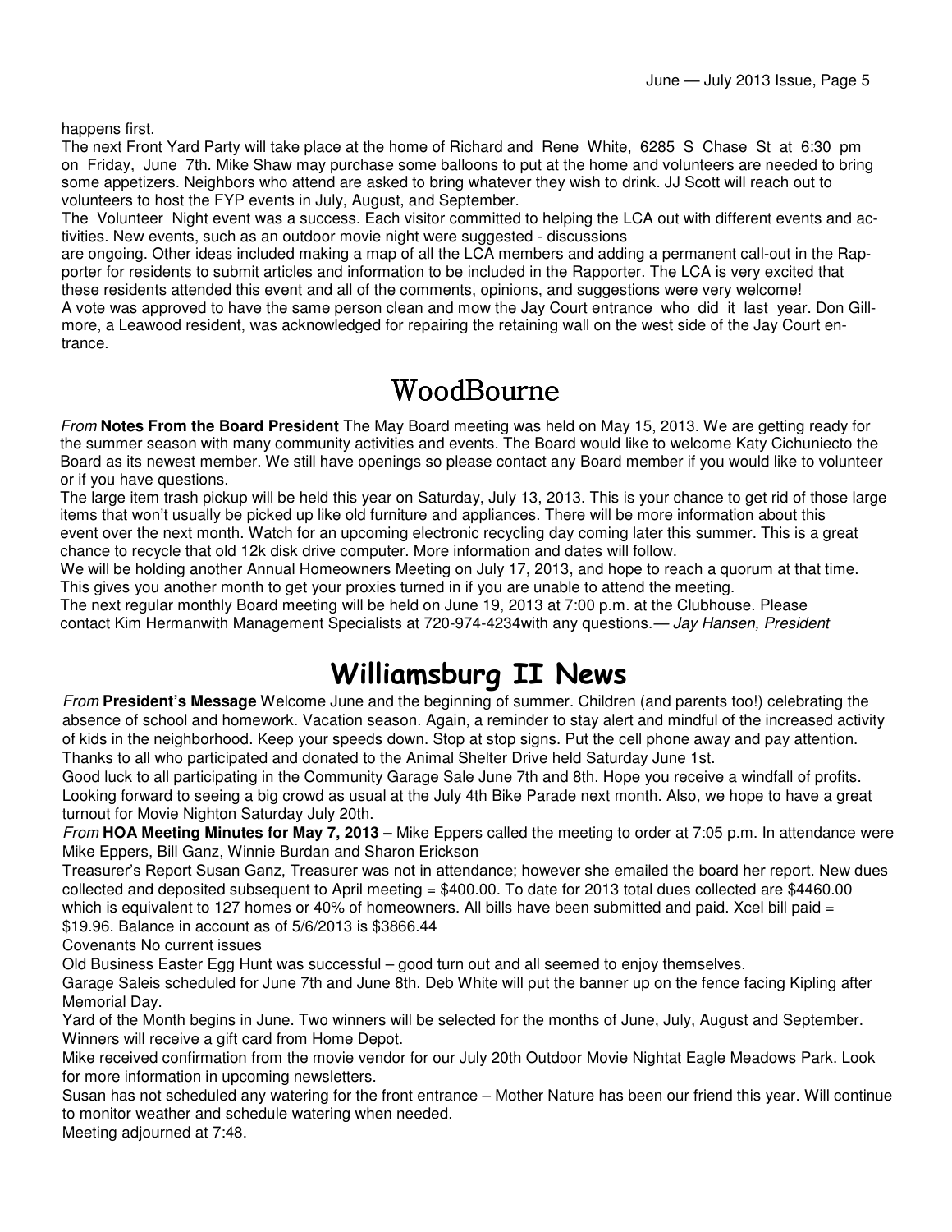happens first.

The next Front Yard Party will take place at the home of Richard and Rene White, 6285 S Chase St at 6:30 pm on Friday, June 7th. Mike Shaw may purchase some balloons to put at the home and volunteers are needed to bring some appetizers. Neighbors who attend are asked to bring whatever they wish to drink. JJ Scott will reach out to volunteers to host the FYP events in July, August, and September.

The Volunteer Night event was a success. Each visitor committed to helping the LCA out with different events and activities. New events, such as an outdoor movie night were suggested - discussions are ongoing. Other ideas included making a map of all the LCA members and adding a permanent call-out in the Rapporter for residents to submit articles and information to be included in the Rapporter. The LCA is very excited that these residents attended this event and all of the comments, opinions, and suggestions were very welcome!

A vote was approved to have the same person clean and mow the Jay Court entrance who did it last year. Don Gillmore, a Leawood resident, was acknowledged for repairing the retaining wall on the west side of the Jay Court entrance.

# WoodBourne

*From* **Notes From the Board President** The May Board meeting was held on May 15, 2013. We are getting ready for the summer season with many community activities and events. The Board would like to welcome Katy Cichuniecto the Board as its newest member. We still have openings so please contact any Board member if you would like to volunteer or if you have questions.

The large item trash pickup will be held this year on Saturday, July 13, 2013. This is your chance to get rid of those large items that won't usually be picked up like old furniture and appliances. There will be more information about this event over the next month. Watch for an upcoming electronic recycling day coming later this summer. This is a great chance to recycle that old 12k disk drive computer. More information and dates will follow.

We will be holding another Annual Homeowners Meeting on July 17, 2013, and hope to reach a quorum at that time. This gives you another month to get your proxies turned in if you are unable to attend the meeting.

The next regular monthly Board meeting will be held on June 19, 2013 at 7:00 p.m. at the Clubhouse. Please contact Kim Hermanwith Management Specialists at 720-974-4234with any questions.— *Jay Hansen, President*

# Williamsburg II News

*From* **President's Message** Welcome June and the beginning of summer. Children (and parents too!) celebrating the absence of school and homework. Vacation season. Again, a reminder to stay alert and mindful of the increased activity of kids in the neighborhood. Keep your speeds down. Stop at stop signs. Put the cell phone away and pay attention. Thanks to all who participated and donated to the Animal Shelter Drive held Saturday June 1st.

Good luck to all participating in the Community Garage Sale June 7th and 8th. Hope you receive a windfall of profits. Looking forward to seeing a big crowd as usual at the July 4th Bike Parade next month. Also, we hope to have a great turnout for Movie Nighton Saturday July 20th.

*From* **HOA Meeting Minutes for May 7, 2013 –** Mike Eppers called the meeting to order at 7:05 p.m. In attendance were Mike Eppers, Bill Ganz, Winnie Burdan and Sharon Erickson

Treasurer's Report Susan Ganz, Treasurer was not in attendance; however she emailed the board her report. New dues collected and deposited subsequent to April meeting = $400.00. To date for 2013 total dues collected are $4460.00 which is equivalent to 127 homes or 40% of homeowners. All bills have been submitted and paid. Xcel bill paid = $19.96. Balance in account as of 5/6/2013 is $3866.44

Covenants No current issues

Old Business Easter Egg Hunt was successful – good turn out and all seemed to enjoy themselves.

Garage Saleis scheduled for June 7th and June 8th. Deb White will put the banner up on the fence facing Kipling after Memorial Day.

Yard of the Month begins in June. Two winners will be selected for the months of June, July, August and September. Winners will receive a gift card from Home Depot.

Mike received confirmation from the movie vendor for our July 20th Outdoor Movie Nightat Eagle Meadows Park. Look for more information in upcoming newsletters.

Susan has not scheduled any watering for the front entrance – Mother Nature has been our friend this year. Will continue to monitor weather and schedule watering when needed.

Meeting adjourned at 7:48.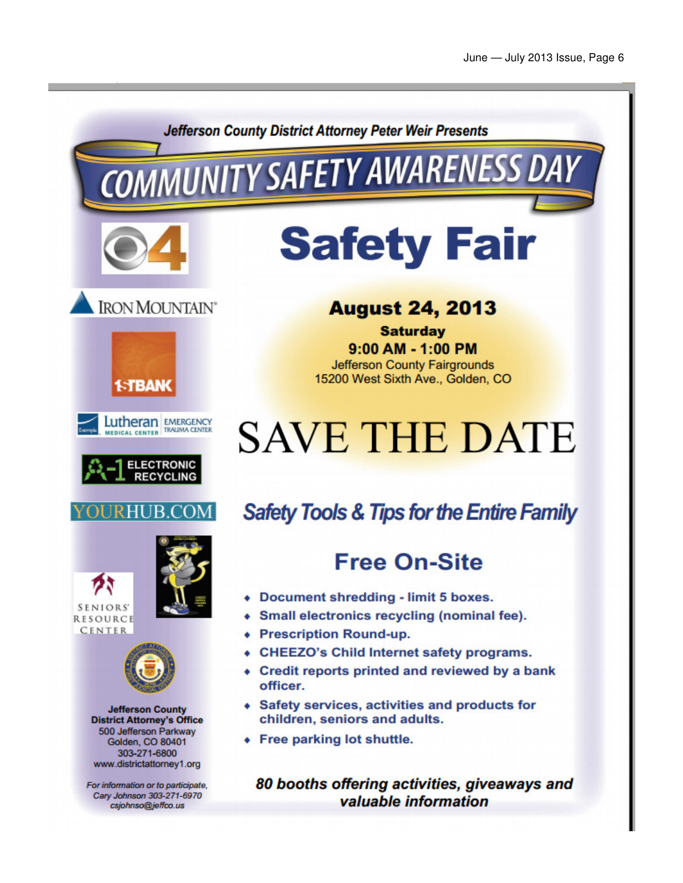Jefferson County District Attorney Peter Weir Presents

# COMMUNITY SAFETY AWARENESS DAY

# Safety Fair

## August 24, 2013

**Saturday**

**9:00 AM - 1:00 PM**

Jefferson County Fairgrounds
15200 West Sixth Ave., Golden, CO

# SAVE THE DATE

## *Safety Tools & Tips for the Entire Family*

## Free On-Site

- **Document shredding - limit 5 boxes.**
- **Small electronics recycling (nominal fee).**
- **Prescription Round-up.**
- **CHEEZO's Child Internet safety programs.**
- **Credit reports printed and reviewed by a bank officer.**
- **Safety services, activities and products for children, seniors and adults.**
- **Free parking lot shuttle.**

***80 booths offering activities, giveaways and valuable information***

IRON MOUNTAIN

1STBANK

Lutheran Medical Center Emergency Trauma Center

A-1 ELECTRONIC RECYCLING

YOURHUB.COM

SENIORS' RESOURCE CENTER

**Jefferson County District Attorney's Office**
500 Jefferson Parkway
Golden, CO 80401
303-271-6800
www.districtattorney1.org

*For information or to participate, Cary Johnson 303-271-6970 csjohnso@jeffco.us*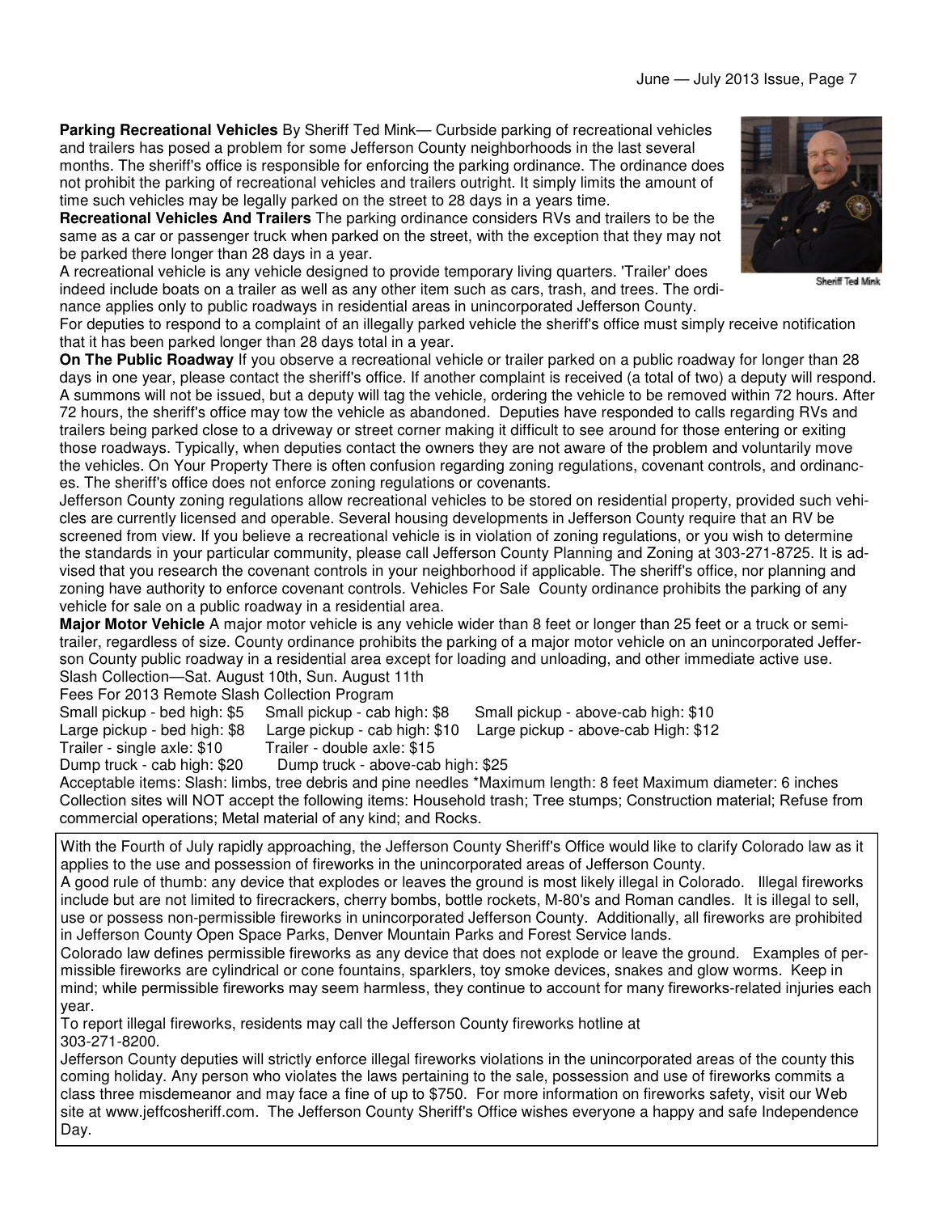**Parking Recreational Vehicles** By Sheriff Ted Mink— Curbside parking of recreational vehicles and trailers has posed a problem for some Jefferson County neighborhoods in the last several months. The sheriff's office is responsible for enforcing the parking ordinance. The ordinance does not prohibit the parking of recreational vehicles and trailers outright. It simply limits the amount of time such vehicles may be legally parked on the street to 28 days in a years time.

**Recreational Vehicles And Trailers** The parking ordinance considers RVs and trailers to be the same as a car or passenger truck when parked on the street, with the exception that they may not be parked there longer than 28 days in a year.

A recreational vehicle is any vehicle designed to provide temporary living quarters. 'Trailer' does indeed include boats on a trailer as well as any other item such as cars, trash, and trees. The ordinance applies only to public roadways in residential areas in unincorporated Jefferson County.

Sheriff Ted Mink

For deputies to respond to a complaint of an illegally parked vehicle the sheriff's office must simply receive notification that it has been parked longer than 28 days total in a year.

**On The Public Roadway** If you observe a recreational vehicle or trailer parked on a public roadway for longer than 28 days in one year, please contact the sheriff's office. If another complaint is received (a total of two) a deputy will respond. A summons will not be issued, but a deputy will tag the vehicle, ordering the vehicle to be removed within 72 hours. After 72 hours, the sheriff's office may tow the vehicle as abandoned. Deputies have responded to calls regarding RVs and trailers being parked close to a driveway or street corner making it difficult to see around for those entering or exiting those roadways. Typically, when deputies contact the owners they are not aware of the problem and voluntarily move the vehicles. On Your Property There is often confusion regarding zoning regulations, covenant controls, and ordinances. The sheriff's office does not enforce zoning regulations or covenants.

Jefferson County zoning regulations allow recreational vehicles to be stored on residential property, provided such vehicles are currently licensed and operable. Several housing developments in Jefferson County require that an RV be screened from view. If you believe a recreational vehicle is in violation of zoning regulations, or you wish to determine the standards in your particular community, please call Jefferson County Planning and Zoning at 303-271-8725. It is advised that you research the covenant controls in your neighborhood if applicable. The sheriff's office, nor planning and zoning have authority to enforce covenant controls. Vehicles For Sale County ordinance prohibits the parking of any vehicle for sale on a public roadway in a residential area.

**Major Motor Vehicle** A major motor vehicle is any vehicle wider than 8 feet or longer than 25 feet or a truck or semi-trailer, regardless of size. County ordinance prohibits the parking of a major motor vehicle on an unincorporated Jefferson County public roadway in a residential area except for loading and unloading, and other immediate active use.

Slash Collection—Sat. August 10th, Sun. August 11th

Fees For 2013 Remote Slash Collection Program

| | | |
|---|---|---|
| Small pickup - bed high: $5 | Small pickup - cab high: $8 | Small pickup - above-cab high: $10 |
| Large pickup - bed high: $8 | Large pickup - cab high: $10 | Large pickup - above-cab High: $12 |
| Trailer - single axle: $10 | Trailer - double axle: $15 | |
| Dump truck - cab high: $20 | Dump truck - above-cab high: $25 | |

Acceptable items: Slash: limbs, tree debris and pine needles *Maximum length: 8 feet Maximum diameter: 6 inches Collection sites will NOT accept the following items: Household trash; Tree stumps; Construction material; Refuse from commercial operations; Metal material of any kind; and Rocks.

With the Fourth of July rapidly approaching, the Jefferson County Sheriff's Office would like to clarify Colorado law as it applies to the use and possession of fireworks in the unincorporated areas of Jefferson County.

A good rule of thumb: any device that explodes or leaves the ground is most likely illegal in Colorado. Illegal fireworks include but are not limited to firecrackers, cherry bombs, bottle rockets, M-80's and Roman candles. It is illegal to sell, use or possess non-permissible fireworks in unincorporated Jefferson County. Additionally, all fireworks are prohibited in Jefferson County Open Space Parks, Denver Mountain Parks and Forest Service lands.

Colorado law defines permissible fireworks as any device that does not explode or leave the ground. Examples of permissible fireworks are cylindrical or cone fountains, sparklers, toy smoke devices, snakes and glow worms. Keep in mind; while permissible fireworks may seem harmless, they continue to account for many fireworks-related injuries each year.

To report illegal fireworks, residents may call the Jefferson County fireworks hotline at 303-271-8200.

Jefferson County deputies will strictly enforce illegal fireworks violations in the unincorporated areas of the county this coming holiday. Any person who violates the laws pertaining to the sale, possession and use of fireworks commits a class three misdemeanor and may face a fine of up to $750. For more information on fireworks safety, visit our Web site at www.jeffcosheriff.com. The Jefferson County Sheriff's Office wishes everyone a happy and safe Independence Day.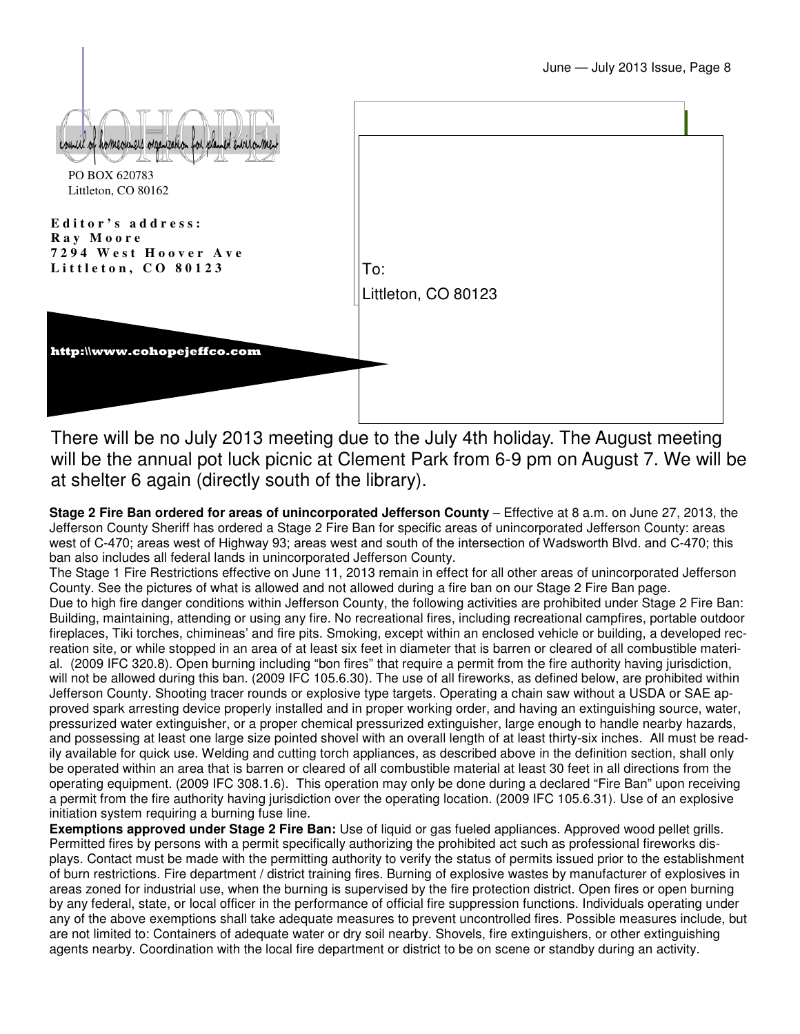COHOPE

council of homeowners organization for planned environment

PO BOX 620783
Littleton, CO 80162

**Editor's address:**
**Ray Moore**
**7294 West Hoover Ave**
**Littleton, CO 80123**

**http:\\www.cohopejeffco.com**

To:

Littleton, CO 80123

There will be no July 2013 meeting due to the July 4th holiday. The August meeting will be the annual pot luck picnic at Clement Park from 6-9 pm on August 7. We will be at shelter 6 again (directly south of the library).

**Stage 2 Fire Ban ordered for areas of unincorporated Jefferson County** – Effective at 8 a.m. on June 27, 2013, the Jefferson County Sheriff has ordered a Stage 2 Fire Ban for specific areas of unincorporated Jefferson County: areas west of C-470; areas west of Highway 93; areas west and south of the intersection of Wadsworth Blvd. and C-470; this ban also includes all federal lands in unincorporated Jefferson County.

The Stage 1 Fire Restrictions effective on June 11, 2013 remain in effect for all other areas of unincorporated Jefferson County. See the pictures of what is allowed and not allowed during a fire ban on our Stage 2 Fire Ban page.

Due to high fire danger conditions within Jefferson County, the following activities are prohibited under Stage 2 Fire Ban: Building, maintaining, attending or using any fire. No recreational fires, including recreational campfires, portable outdoor fireplaces, Tiki torches, chimineas' and fire pits. Smoking, except within an enclosed vehicle or building, a developed recreation site, or while stopped in an area of at least six feet in diameter that is barren or cleared of all combustible material. (2009 IFC 320.8). Open burning including "bon fires" that require a permit from the fire authority having jurisdiction, will not be allowed during this ban. (2009 IFC 105.6.30). The use of all fireworks, as defined below, are prohibited within Jefferson County. Shooting tracer rounds or explosive type targets. Operating a chain saw without a USDA or SAE approved spark arresting device properly installed and in proper working order, and having an extinguishing source, water, pressurized water extinguisher, or a proper chemical pressurized extinguisher, large enough to handle nearby hazards, and possessing at least one large size pointed shovel with an overall length of at least thirty-six inches. All must be readily available for quick use. Welding and cutting torch appliances, as described above in the definition section, shall only be operated within an area that is barren or cleared of all combustible material at least 30 feet in all directions from the operating equipment. (2009 IFC 308.1.6). This operation may only be done during a declared "Fire Ban" upon receiving a permit from the fire authority having jurisdiction over the operating location. (2009 IFC 105.6.31). Use of an explosive initiation system requiring a burning fuse line.

**Exemptions approved under Stage 2 Fire Ban:** Use of liquid or gas fueled appliances. Approved wood pellet grills. Permitted fires by persons with a permit specifically authorizing the prohibited act such as professional fireworks displays. Contact must be made with the permitting authority to verify the status of permits issued prior to the establishment of burn restrictions. Fire department / district training fires. Burning of explosive wastes by manufacturer of explosives in areas zoned for industrial use, when the burning is supervised by the fire protection district. Open fires or open burning by any federal, state, or local officer in the performance of official fire suppression functions. Individuals operating under any of the above exemptions shall take adequate measures to prevent uncontrolled fires. Possible measures include, but are not limited to: Containers of adequate water or dry soil nearby. Shovels, fire extinguishers, or other extinguishing agents nearby. Coordination with the local fire department or district to be on scene or standby during an activity.